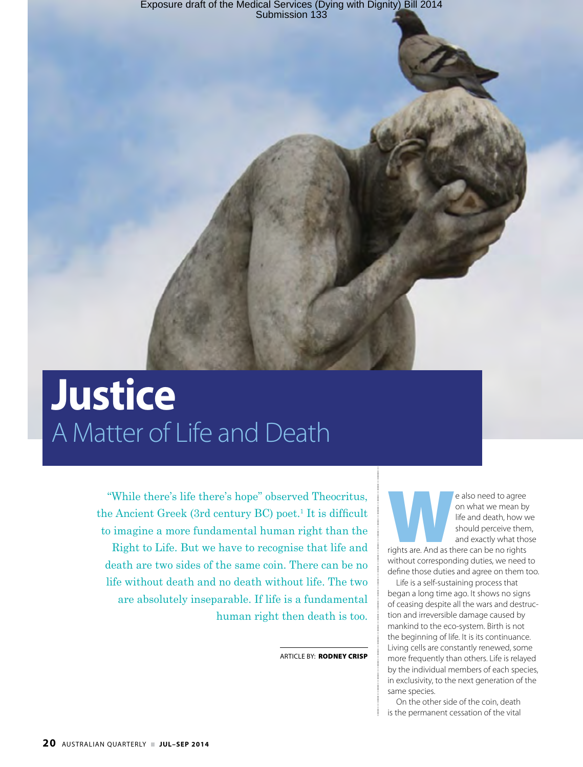# Justice

## A Matter of Life and Death

"While there's life there's hope" observed Theocritus, the Ancient Greek (3rd century BC) poet.[1] It is difficult to imagine a more fundamental human right than the Right to Life. But we have to recognise that life and death are two sides of the same coin. There can be no life without death and no death without life. The two are absolutely inseparable. If life is a fundamental human right then death is too.

ARTICLE BY: **RODNEY CRISP**

We also need to agree on what we mean by life and death, how we should perceive them, and exactly what those rights are. And as there can be no rights without corresponding duties, we need to define those duties and agree on them too.

Life is a self-sustaining process that began a long time ago. It shows no signs of ceasing despite all the wars and destruction and irreversible damage caused by mankind to the eco-system. Birth is not the beginning of life. It is its continuance. Living cells are constantly renewed, some more frequently than others. Life is relayed by the individual members of each species, in exclusivity, to the next generation of the same species.

On the other side of the coin, death is the permanent cessation of the vital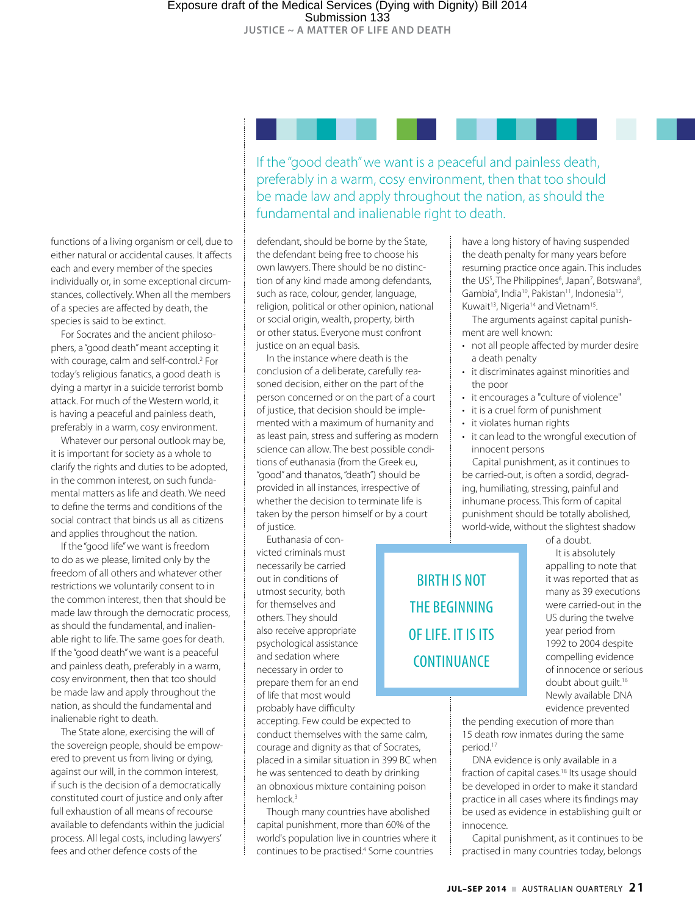functions of a living organism or cell, due to either natural or accidental causes. It affects each and every member of the species individually or, in some exceptional circumstances, collectively. When all the members of a species are affected by death, the species is said to be extinct.

For Socrates and the ancient philosophers, a "good death" meant accepting it with courage, calm and self-control.[2] For today's religious fanatics, a good death is dying a martyr in a suicide terrorist bomb attack. For much of the Western world, it is having a peaceful and painless death, preferably in a warm, cosy environment.

Whatever our personal outlook may be, it is important for society as a whole to clarify the rights and duties to be adopted, in the common interest, on such fundamental matters as life and death. We need to define the terms and conditions of the social contract that binds us all as citizens and applies throughout the nation.

If the "good life" we want is freedom to do as we please, limited only by the freedom of all others and whatever other restrictions we voluntarily consent to in the common interest, then that should be made law through the democratic process, as should the fundamental, and inalienable right to life. The same goes for death. If the "good death" we want is a peaceful and painless death, preferably in a warm, cosy environment, then that too should be made law and apply throughout the nation, as should the fundamental and inalienable right to death.

> If the "good death" we want is a peaceful and painless death, preferably in a warm, cosy environment, then that too should be made law and apply throughout the nation, as should the fundamental and inalienable right to death.

The State alone, exercising the will of the sovereign people, should be empowered to prevent us from living or dying, against our will, in the common interest, if such is the decision of a democratically constituted court of justice and only after full exhaustion of all means of recourse available to defendants within the judicial process. All legal costs, including lawyers' fees and other defence costs of the defendant, should be borne by the State, the defendant being free to choose his own lawyers. There should be no distinction of any kind made among defendants, such as race, colour, gender, language, religion, political or other opinion, national or social origin, wealth, property, birth or other status. Everyone must confront justice on an equal basis.

In the instance where death is the conclusion of a deliberate, carefully reasoned decision, either on the part of the person concerned or on the part of a court of justice, that decision should be implemented with a maximum of humanity and as least pain, stress and suffering as modern science can allow. The best possible conditions of euthanasia (from the Greek eu, "good" and thanatos, "death") should be provided in all instances, irrespective of whether the decision to terminate life is taken by the person himself or by a court of justice.

Euthanasia of convicted criminals must necessarily be carried out in conditions of utmost security, both for themselves and others. They should also receive appropriate psychological assistance and sedation where necessary in order to prepare them for an end of life that most would probably have difficulty accepting. Few could be expected to conduct themselves with the same calm, courage and dignity as that of Socrates, placed in a similar situation in 399 BC when he was sentenced to death by drinking an obnoxious mixture containing poison hemlock.[3]

> BIRTH IS NOT THE BEGINNING OF LIFE. IT IS ITS CONTINUANCE

Though many countries have abolished capital punishment, more than 60% of the world's population live in countries where it continues to be practised.[4] Some countries have a long history of having suspended the death penalty for many years before resuming practice once again. This includes the US[5], The Philippines[6], Japan[7], Botswana[8], Gambia[9], India[10], Pakistan[11], Indonesia[12], Kuwait[13], Nigeria[14] and Vietnam[15].

The arguments against capital punishment are well known:

- not all people affected by murder desire a death penalty
- it discriminates against minorities and the poor
- it encourages a "culture of violence"
- it is a cruel form of punishment
- it violates human rights
- it can lead to the wrongful execution of innocent persons

Capital punishment, as it continues to be carried-out, is often a sordid, degrading, humiliating, stressing, painful and inhumane process. This form of capital punishment should be totally abolished, world-wide, without the slightest shadow of a doubt.

It is absolutely appalling to note that it was reported that as many as 39 executions were carried-out in the US during the twelve year period from 1992 to 2004 despite compelling evidence of innocence or serious doubt about guilt.[16] Newly available DNA evidence prevented the pending execution of more than 15 death row inmates during the same period.[17]

DNA evidence is only available in a fraction of capital cases.[18] Its usage should be developed in order to make it standard practice in all cases where its findings may be used as evidence in establishing guilt or innocence.

Capital punishment, as it continues to be practised in many countries today, belongs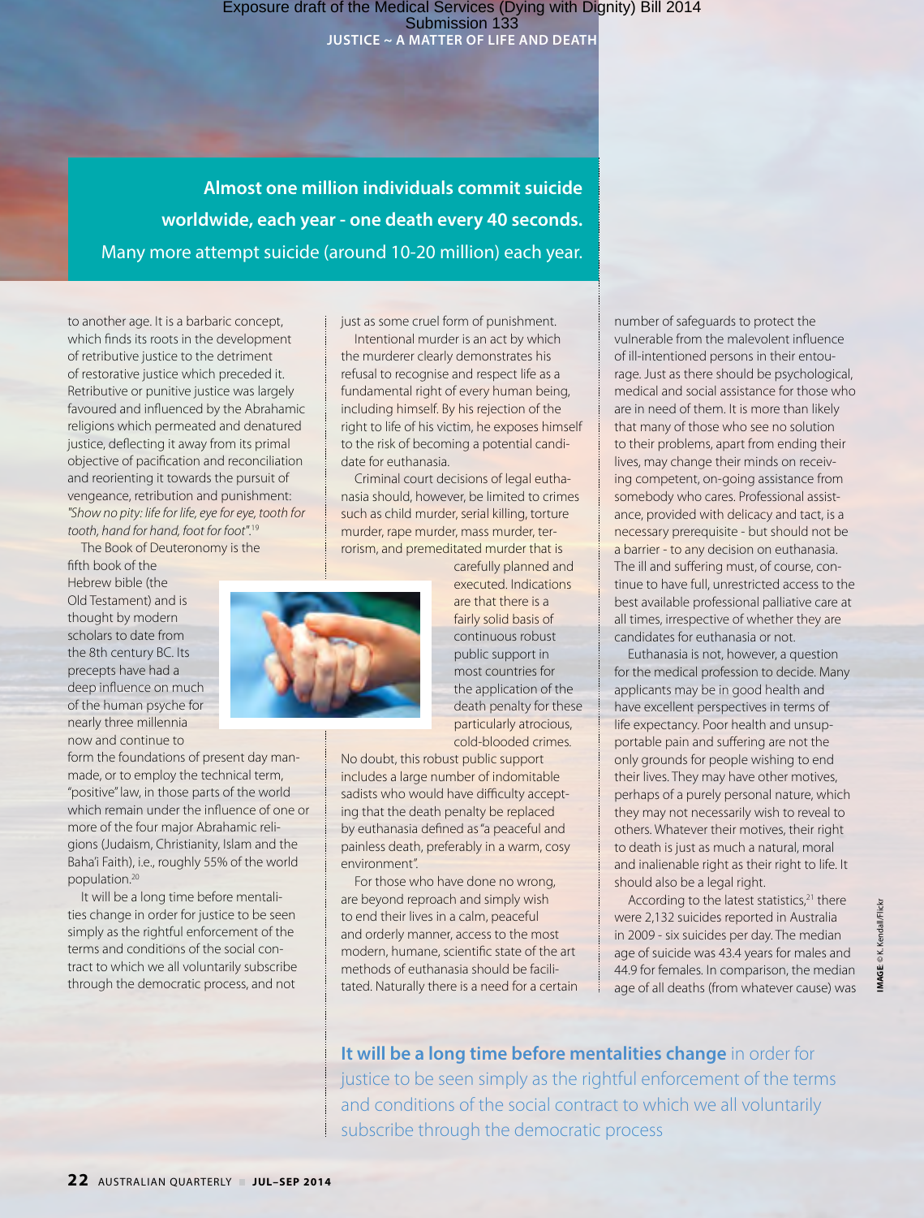**Almost one million individuals commit suicide worldwide, each year - one death every 40 seconds.**
Many more attempt suicide (around 10-20 million) each year.

to another age. It is a barbaric concept, which finds its roots in the development of retributive justice to the detriment of restorative justice which preceded it. Retributive or punitive justice was largely favoured and influenced by the Abrahamic religions which permeated and denatured justice, deflecting it away from its primal objective of pacification and reconciliation and reorienting it towards the pursuit of vengeance, retribution and punishment: *"Show no pity: life for life, eye for eye, tooth for tooth, hand for hand, foot for foot".*[19]

The Book of Deuteronomy is the fifth book of the Hebrew bible (the Old Testament) and is thought by modern scholars to date from the 8th century BC. Its precepts have had a deep influence on much of the human psyche for nearly three millennia now and continue to form the foundations of present day man-made, or to employ the technical term, "positive" law, in those parts of the world which remain under the influence of one or more of the four major Abrahamic religions (Judaism, Christianity, Islam and the Baha'i Faith), i.e., roughly 55% of the world population.[20]

It will be a long time before mentalities change in order for justice to be seen simply as the rightful enforcement of the terms and conditions of the social contract to which we all voluntarily subscribe through the democratic process, and not just as some cruel form of punishment.

Intentional murder is an act by which the murderer clearly demonstrates his refusal to recognise and respect life as a fundamental right of every human being, including himself. By his rejection of the right to life of his victim, he exposes himself to the risk of becoming a potential candidate for euthanasia.

Criminal court decisions of legal euthanasia should, however, be limited to crimes such as child murder, serial killing, torture murder, rape murder, mass murder, terrorism, and premeditated murder that is carefully planned and executed. Indications are that there is a fairly solid basis of continuous robust public support in most countries for the application of the death penalty for these particularly atrocious, cold-blooded crimes. No doubt, this robust public support includes a large number of indomitable sadists who would have difficulty accepting that the death penalty be replaced by euthanasia defined as "a peaceful and painless death, preferably in a warm, cosy environment".

For those who have done no wrong, are beyond reproach and simply wish to end their lives in a calm, peaceful and orderly manner, access to the most modern, humane, scientific state of the art methods of euthanasia should be facilitated. Naturally there is a need for a certain number of safeguards to protect the vulnerable from the malevolent influence of ill-intentioned persons in their entourage. Just as there should be psychological, medical and social assistance for those who are in need of them. It is more than likely that many of those who see no solution to their problems, apart from ending their lives, may change their minds on receiving competent, on-going assistance from somebody who cares. Professional assistance, provided with delicacy and tact, is a necessary prerequisite - but should not be a barrier - to any decision on euthanasia. The ill and suffering must, of course, continue to have full, unrestricted access to the best available professional palliative care at all times, irrespective of whether they are candidates for euthanasia or not.

Euthanasia is not, however, a question for the medical profession to decide. Many applicants may be in good health and have excellent perspectives in terms of life expectancy. Poor health and unsupportable pain and suffering are not the only grounds for people wishing to end their lives. They may have other motives, perhaps of a purely personal nature, which they may not necessarily wish to reveal to others. Whatever their motives, their right to death is just as much a natural, moral and inalienable right as their right to life. It should also be a legal right.

According to the latest statistics,[21] there were 2,132 suicides reported in Australia in 2009 - six suicides per day. The median age of suicide was 43.4 years for males and 44.9 for females. In comparison, the median age of all deaths (from whatever cause) was

**It will be a long time before mentalities change** in order for justice to be seen simply as the rightful enforcement of the terms and conditions of the social contract to which we all voluntarily subscribe through the democratic process

IMAGE © K. Kendall/Flickr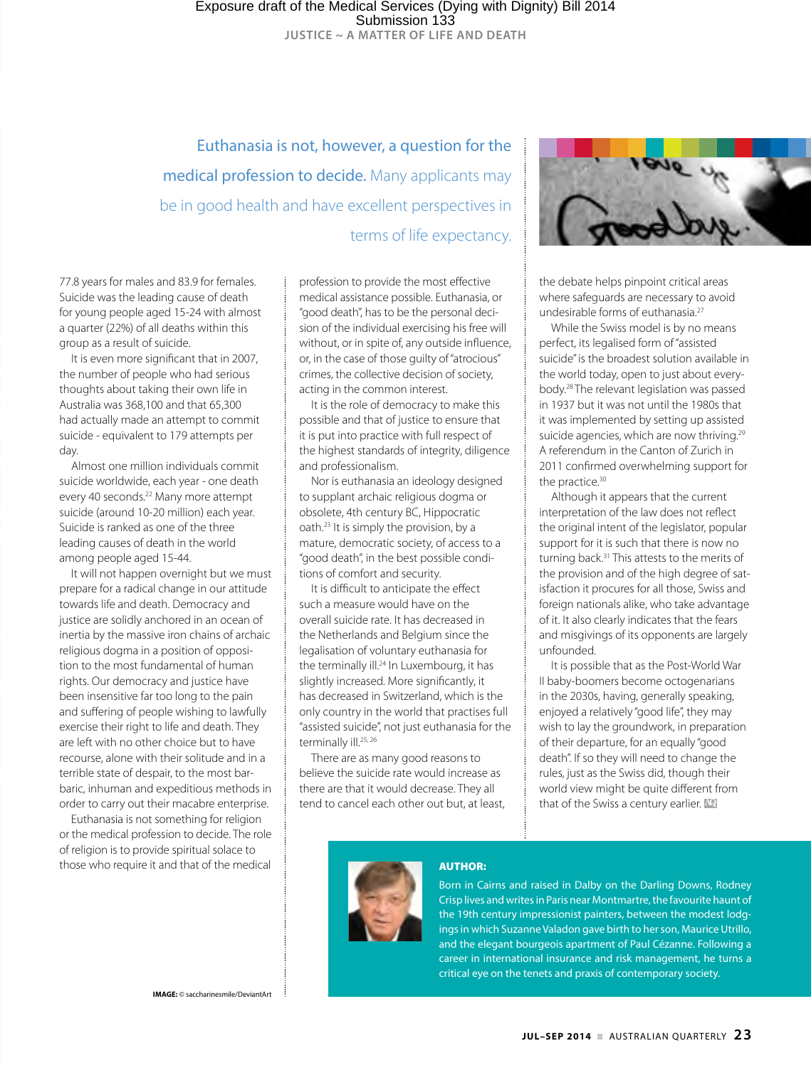Euthanasia is not, however, a question for the medical profession to decide. Many applicants may be in good health and have excellent perspectives in terms of life expectancy.

77.8 years for males and 83.9 for females. Suicide was the leading cause of death for young people aged 15-24 with almost a quarter (22%) of all deaths within this group as a result of suicide.

It is even more significant that in 2007, the number of people who had serious thoughts about taking their own life in Australia was 368,100 and that 65,300 had actually made an attempt to commit suicide - equivalent to 179 attempts per day.

Almost one million individuals commit suicide worldwide, each year - one death every 40 seconds.[22] Many more attempt suicide (around 10-20 million) each year. Suicide is ranked as one of the three leading causes of death in the world among people aged 15-44.

It will not happen overnight but we must prepare for a radical change in our attitude towards life and death. Democracy and justice are solidly anchored in an ocean of inertia by the massive iron chains of archaic religious dogma in a position of opposition to the most fundamental of human rights. Our democracy and justice have been insensitive far too long to the pain and suffering of people wishing to lawfully exercise their right to life and death. They are left with no other choice but to have recourse, alone with their solitude and in a terrible state of despair, to the most barbaric, inhuman and expeditious methods in order to carry out their macabre enterprise.

Euthanasia is not something for religion or the medical profession to decide. The role of religion is to provide spiritual solace to those who require it and that of the medical profession to provide the most effective medical assistance possible. Euthanasia, or "good death", has to be the personal decision of the individual exercising his free will without, or in spite of, any outside influence, or, in the case of those guilty of "atrocious" crimes, the collective decision of society, acting in the common interest.

It is the role of democracy to make this possible and that of justice to ensure that it is put into practice with full respect of the highest standards of integrity, diligence and professionalism.

Nor is euthanasia an ideology designed to supplant archaic religious dogma or obsolete, 4th century BC, Hippocratic oath.[23] It is simply the provision, by a mature, democratic society, of access to a "good death", in the best possible conditions of comfort and security.

It is difficult to anticipate the effect such a measure would have on the overall suicide rate. It has decreased in the Netherlands and Belgium since the legalisation of voluntary euthanasia for the terminally ill.[24] In Luxembourg, it has slightly increased. More significantly, it has decreased in Switzerland, which is the only country in the world that practises full "assisted suicide", not just euthanasia for the terminally ill.[25, 26]

There are as many good reasons to believe the suicide rate would increase as there are that it would decrease. They all tend to cancel each other out but, at least, the debate helps pinpoint critical areas where safeguards are necessary to avoid undesirable forms of euthanasia.[27]

While the Swiss model is by no means perfect, its legalised form of "assisted suicide" is the broadest solution available in the world today, open to just about everybody.[28] The relevant legislation was passed in 1937 but it was not until the 1980s that it was implemented by setting up assisted suicide agencies, which are now thriving.[29] A referendum in the Canton of Zurich in 2011 confirmed overwhelming support for the practice.[30]

Although it appears that the current interpretation of the law does not reflect the original intent of the legislator, popular support for it is such that there is now no turning back.[31] This attests to the merits of the provision and of the high degree of satisfaction it procures for all those, Swiss and foreign nationals alike, who take advantage of it. It also clearly indicates that the fears and misgivings of its opponents are largely unfounded.

It is possible that as the Post-World War II baby-boomers become octogenarians in the 2030s, having, generally speaking, enjoyed a relatively "good life", they may wish to lay the groundwork, in preparation of their departure, for an equally "good death". If so they will need to change the rules, just as the Swiss did, though their world view might be quite different from that of the Swiss a century earlier.

**AUTHOR:**

Born in Cairns and raised in Dalby on the Darling Downs, Rodney Crisp lives and writes in Paris near Montmartre, the favourite haunt of the 19th century impressionist painters, between the modest lodgings in which Suzanne Valadon gave birth to her son, Maurice Utrillo, and the elegant bourgeois apartment of Paul Cézanne. Following a career in international insurance and risk management, he turns a critical eye on the tenets and praxis of contemporary society.

**IMAGE:** © saccharinesmile/DeviantArt